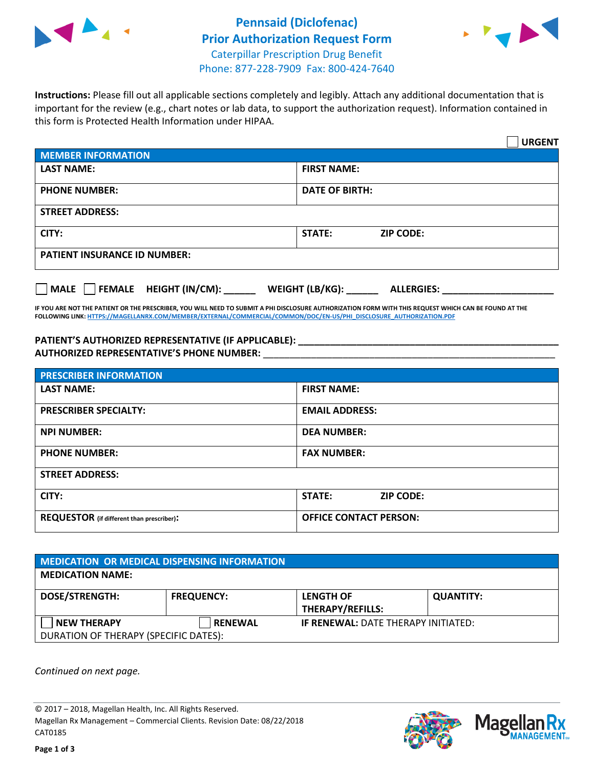# Pennsaid (Diclofenac)
# Prior Authorization Request Form

Caterpillar Prescription Drug Benefit
Phone: 877-228-7909 Fax: 800-424-7640

**Instructions:** Please fill out all applicable sections completely and legibly. Attach any additional documentation that is important for the review (e.g., chart notes or lab data, to support the authorization request). Information contained in this form is Protected Health Information under HIPAA.

☐ **URGENT**

| **MEMBER INFORMATION** | |
|---|---|
| **LAST NAME:** | **FIRST NAME:** |
| **PHONE NUMBER:** | **DATE OF BIRTH:** |
| **STREET ADDRESS:** | |
| **CITY:** | **STATE:** **ZIP CODE:** |
| **PATIENT INSURANCE ID NUMBER:** | |

☐ **MALE** ☐ **FEMALE** **HEIGHT (IN/CM):** ______ **WEIGHT (LB/KG):** ______ **ALLERGIES:** ____________________

**IF YOU ARE NOT THE PATIENT OR THE PRESCRIBER, YOU WILL NEED TO SUBMIT A PHI DISCLOSURE AUTHORIZATION FORM WITH THIS REQUEST WHICH CAN BE FOUND AT THE FOLLOWING LINK: HTTPS://MAGELLANRX.COM/MEMBER/EXTERNAL/COMMERCIAL/COMMON/DOC/EN-US/PHI_DISCLOSURE_AUTHORIZATION.PDF**

**PATIENT'S AUTHORIZED REPRESENTATIVE (IF APPLICABLE):** ____________________________________________
**AUTHORIZED REPRESENTATIVE'S PHONE NUMBER:** ____________________________________________

| **PRESCRIBER INFORMATION** | |
|---|---|
| **LAST NAME:** | **FIRST NAME:** |
| **PRESCRIBER SPECIALTY:** | **EMAIL ADDRESS:** |
| **NPI NUMBER:** | **DEA NUMBER:** |
| **PHONE NUMBER:** | **FAX NUMBER:** |
| **STREET ADDRESS:** | |
| **CITY:** | **STATE:** **ZIP CODE:** |
| **REQUESTOR** (if different than prescriber)**:** | **OFFICE CONTACT PERSON:** |

| **MEDICATION OR MEDICAL DISPENSING INFORMATION** | | | |
|---|---|---|---|
| **MEDICATION NAME:** | | | |
| **DOSE/STRENGTH:** | **FREQUENCY:** | **LENGTH OF THERAPY/REFILLS:** | **QUANTITY:** |
| ☐ **NEW THERAPY** | ☐ **RENEWAL** | **IF RENEWAL:** DATE THERAPY INITIATED: | |
| DURATION OF THERAPY (SPECIFIC DATES): | | | |

*Continued on next page.*

© 2017 – 2018, Magellan Health, Inc. All Rights Reserved.
Magellan Rx Management – Commercial Clients. Revision Date: 08/22/2018
CAT0185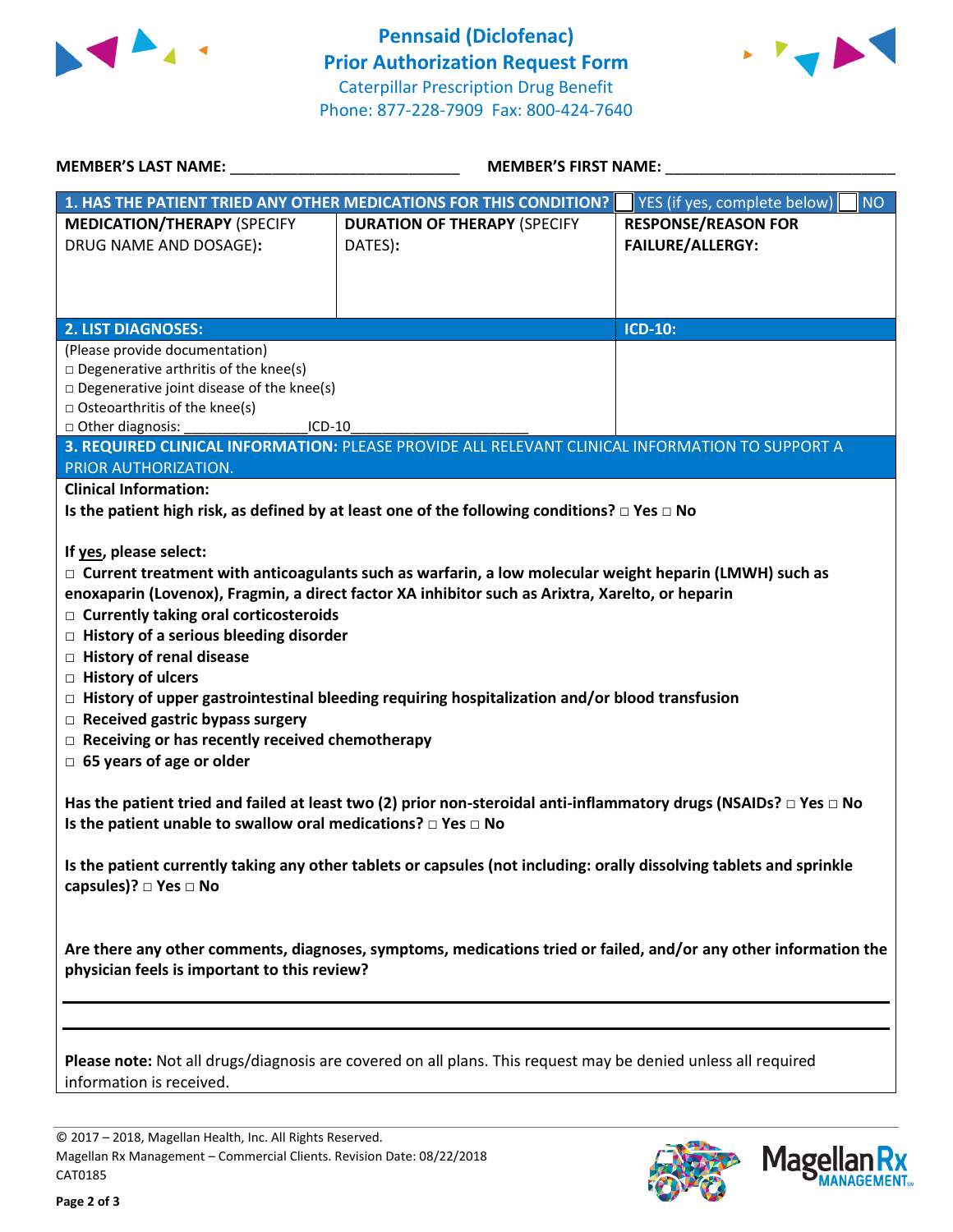# Pennsaid (Diclofenac) Prior Authorization Request Form

Caterpillar Prescription Drug Benefit
Phone: 877-228-7909 Fax: 800-424-7640

**MEMBER'S LAST NAME:** ___________________________ **MEMBER'S FIRST NAME:** ___________________________

| **1. HAS THE PATIENT TRIED ANY OTHER MEDICATIONS FOR THIS CONDITION?** | | ☐ YES (if yes, complete below) ☐ NO |
|---|---|---|
| **MEDICATION/THERAPY** (SPECIFY DRUG NAME AND DOSAGE): | **DURATION OF THERAPY** (SPECIFY DATES): | **RESPONSE/REASON FOR FAILURE/ALLERGY:** |
| | | |

| **2. LIST DIAGNOSES:** | **ICD-10:** |
|---|---|
| (Please provide documentation)<br>□ Degenerative arthritis of the knee(s)<br>□ Degenerative joint disease of the knee(s)<br>□ Osteoarthritis of the knee(s)<br>□ Other diagnosis: _______________ICD-10_____________________ | |

**3. REQUIRED CLINICAL INFORMATION:** PLEASE PROVIDE ALL RELEVANT CLINICAL INFORMATION TO SUPPORT A PRIOR AUTHORIZATION.

**Clinical Information:**

**Is the patient high risk, as defined by at least one of the following conditions? □ Yes □ No**

**If yes, please select:**

- □ **Current treatment with anticoagulants such as warfarin, a low molecular weight heparin (LMWH) such as enoxaparin (Lovenox), Fragmin, a direct factor XA inhibitor such as Arixtra, Xarelto, or heparin**
- □ **Currently taking oral corticosteroids**
- □ **History of a serious bleeding disorder**
- □ **History of renal disease**
- □ **History of ulcers**
- □ **History of upper gastrointestinal bleeding requiring hospitalization and/or blood transfusion**
- □ **Received gastric bypass surgery**
- □ **Receiving or has recently received chemotherapy**
- □ **65 years of age or older**

**Has the patient tried and failed at least two (2) prior non-steroidal anti-inflammatory drugs (NSAIDs? □ Yes □ No**

**Is the patient unable to swallow oral medications? □ Yes □ No**

**Is the patient currently taking any other tablets or capsules (not including: orally dissolving tablets and sprinkle capsules)? □ Yes □ No**

**Are there any other comments, diagnoses, symptoms, medications tried or failed, and/or any other information the physician feels is important to this review?**

_______________________________________________________________

_______________________________________________________________

**Please note:** Not all drugs/diagnosis are covered on all plans. This request may be denied unless all required information is received.

© 2017 – 2018, Magellan Health, Inc. All Rights Reserved.
Magellan Rx Management – Commercial Clients. Revision Date: 08/22/2018
CAT0185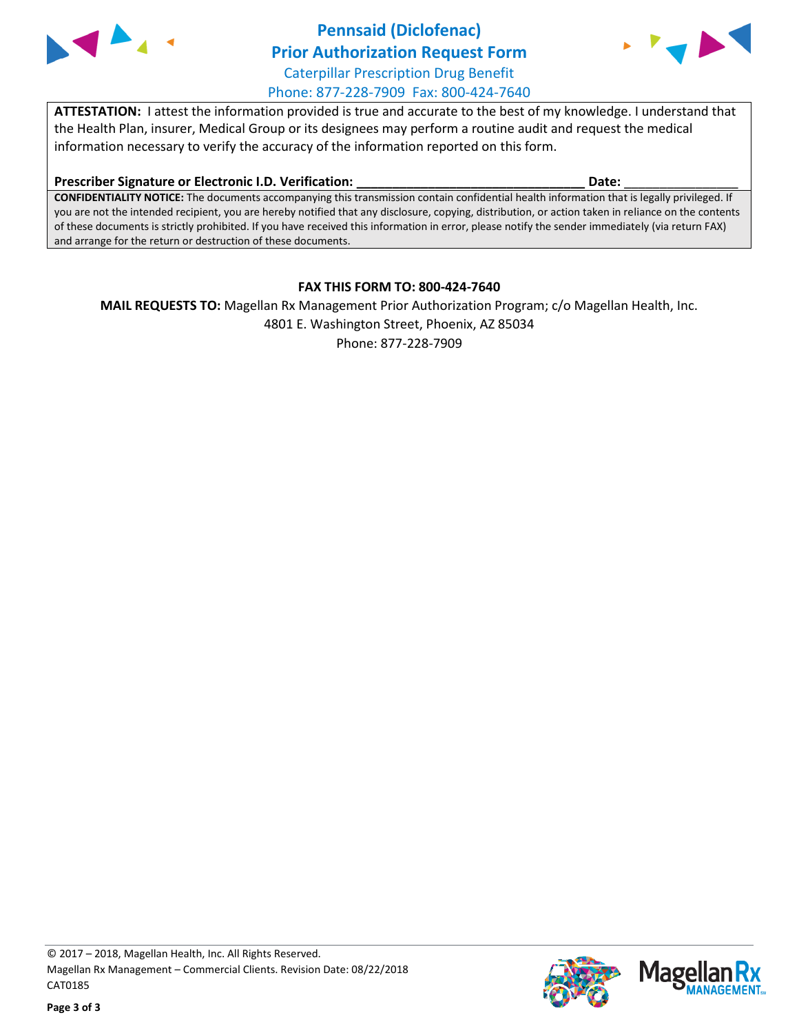**ATTESTATION:** I attest the information provided is true and accurate to the best of my knowledge. I understand that the Health Plan, insurer, Medical Group or its designees may perform a routine audit and request the medical information necessary to verify the accuracy of the information reported on this form.

**Prescriber Signature or Electronic I.D. Verification:** _______________________________ **Date:** _______________

**CONFIDENTIALITY NOTICE:** The documents accompanying this transmission contain confidential health information that is legally privileged. If you are not the intended recipient, you are hereby notified that any disclosure, copying, distribution, or action taken in reliance on the contents of these documents is strictly prohibited. If you have received this information in error, please notify the sender immediately (via return FAX) and arrange for the return or destruction of these documents.

**FAX THIS FORM TO: 800-424-7640**

**MAIL REQUESTS TO:** Magellan Rx Management Prior Authorization Program; c/o Magellan Health, Inc.
4801 E. Washington Street, Phoenix, AZ 85034
Phone: 877-228-7909

© 2017 – 2018, Magellan Health, Inc. All Rights Reserved.
Magellan Rx Management – Commercial Clients. Revision Date: 08/22/2018
CAT0185